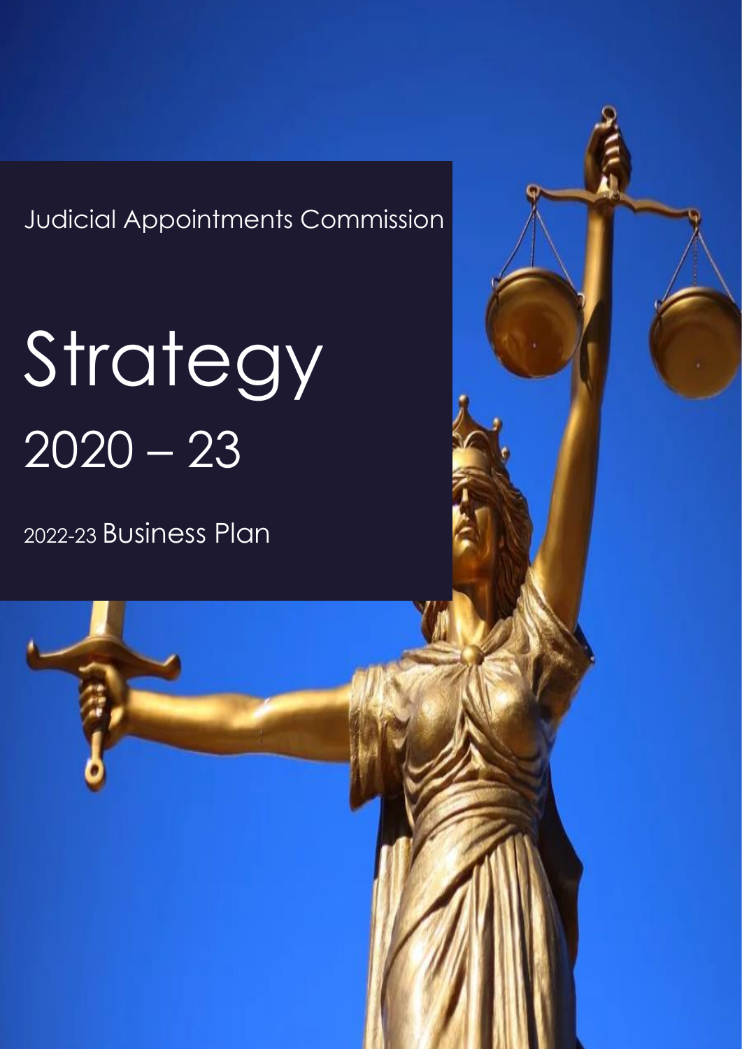Judicial Appointments Commission

# Strategy 2020 – 23

## 2022-23 Business Plan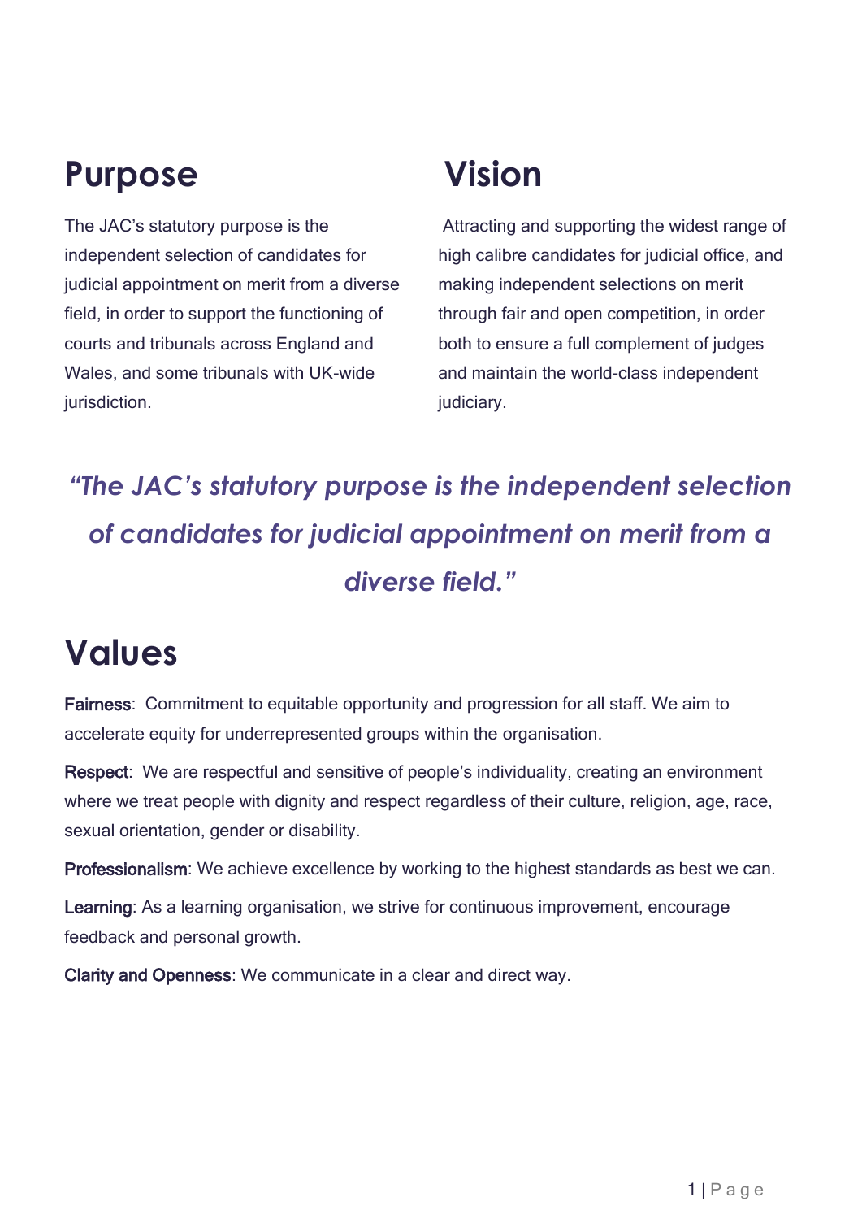## Purpose

The JAC's statutory purpose is the independent selection of candidates for judicial appointment on merit from a diverse field, in order to support the functioning of courts and tribunals across England and Wales, and some tribunals with UK-wide jurisdiction.

## Vision

Attracting and supporting the widest range of high calibre candidates for judicial office, and making independent selections on merit through fair and open competition, in order both to ensure a full complement of judges and maintain the world-class independent judiciary.

> ***"The JAC's statutory purpose is the independent selection of candidates for judicial appointment on merit from a diverse field."***

## Values

**Fairness**: Commitment to equitable opportunity and progression for all staff. We aim to accelerate equity for underrepresented groups within the organisation.

**Respect**: We are respectful and sensitive of people's individuality, creating an environment where we treat people with dignity and respect regardless of their culture, religion, age, race, sexual orientation, gender or disability.

**Professionalism**: We achieve excellence by working to the highest standards as best we can.

**Learning**: As a learning organisation, we strive for continuous improvement, encourage feedback and personal growth.

**Clarity and Openness**: We communicate in a clear and direct way.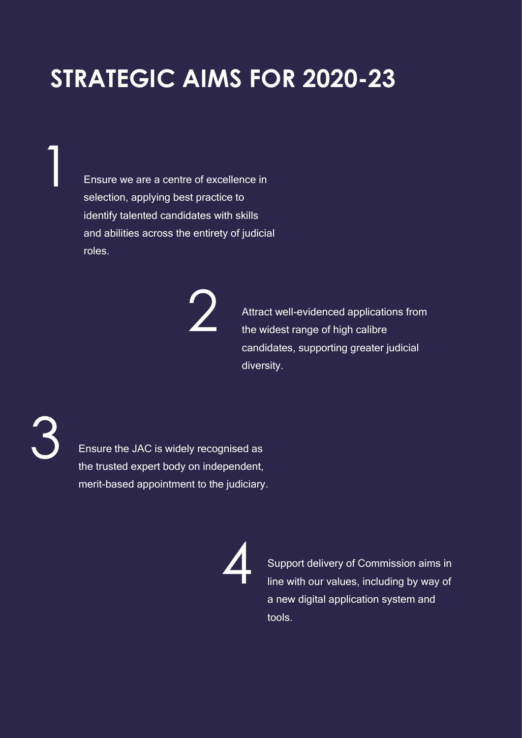# STRATEGIC AIMS FOR 2020-23

1. Ensure we are a centre of excellence in selection, applying best practice to identify talented candidates with skills and abilities across the entirety of judicial roles.

2. Attract well-evidenced applications from the widest range of high calibre candidates, supporting greater judicial diversity.

3. Ensure the JAC is widely recognised as the trusted expert body on independent, merit-based appointment to the judiciary.

4. Support delivery of Commission aims in line with our values, including by way of a new digital application system and tools.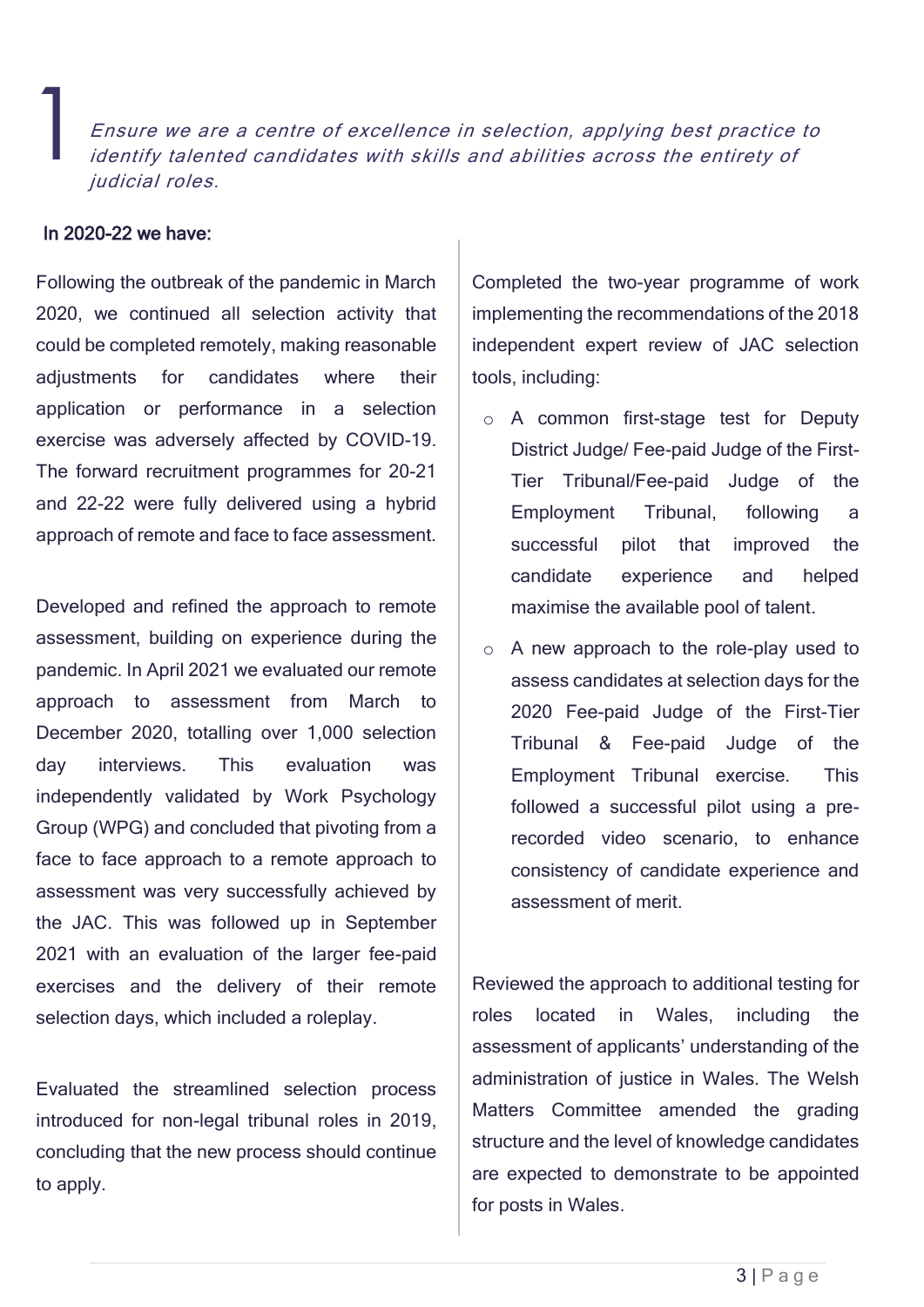# 1

*Ensure we are a centre of excellence in selection, applying best practice to identify talented candidates with skills and abilities across the entirety of judicial roles.*

**In 2020-22 we have:**

Following the outbreak of the pandemic in March 2020, we continued all selection activity that could be completed remotely, making reasonable adjustments for candidates where their application or performance in a selection exercise was adversely affected by COVID-19. The forward recruitment programmes for 20-21 and 22-22 were fully delivered using a hybrid approach of remote and face to face assessment.

Developed and refined the approach to remote assessment, building on experience during the pandemic. In April 2021 we evaluated our remote approach to assessment from March to December 2020, totalling over 1,000 selection day interviews. This evaluation was independently validated by Work Psychology Group (WPG) and concluded that pivoting from a face to face approach to a remote approach to assessment was very successfully achieved by the JAC. This was followed up in September 2021 with an evaluation of the larger fee-paid exercises and the delivery of their remote selection days, which included a roleplay.

Evaluated the streamlined selection process introduced for non-legal tribunal roles in 2019, concluding that the new process should continue to apply.

Completed the two-year programme of work implementing the recommendations of the 2018 independent expert review of JAC selection tools, including:

- A common first-stage test for Deputy District Judge/ Fee-paid Judge of the First-Tier Tribunal/Fee-paid Judge of the Employment Tribunal, following a successful pilot that improved the candidate experience and helped maximise the available pool of talent.
- A new approach to the role-play used to assess candidates at selection days for the 2020 Fee-paid Judge of the First-Tier Tribunal & Fee-paid Judge of the Employment Tribunal exercise. This followed a successful pilot using a pre-recorded video scenario, to enhance consistency of candidate experience and assessment of merit.

Reviewed the approach to additional testing for roles located in Wales, including the assessment of applicants' understanding of the administration of justice in Wales. The Welsh Matters Committee amended the grading structure and the level of knowledge candidates are expected to demonstrate to be appointed for posts in Wales.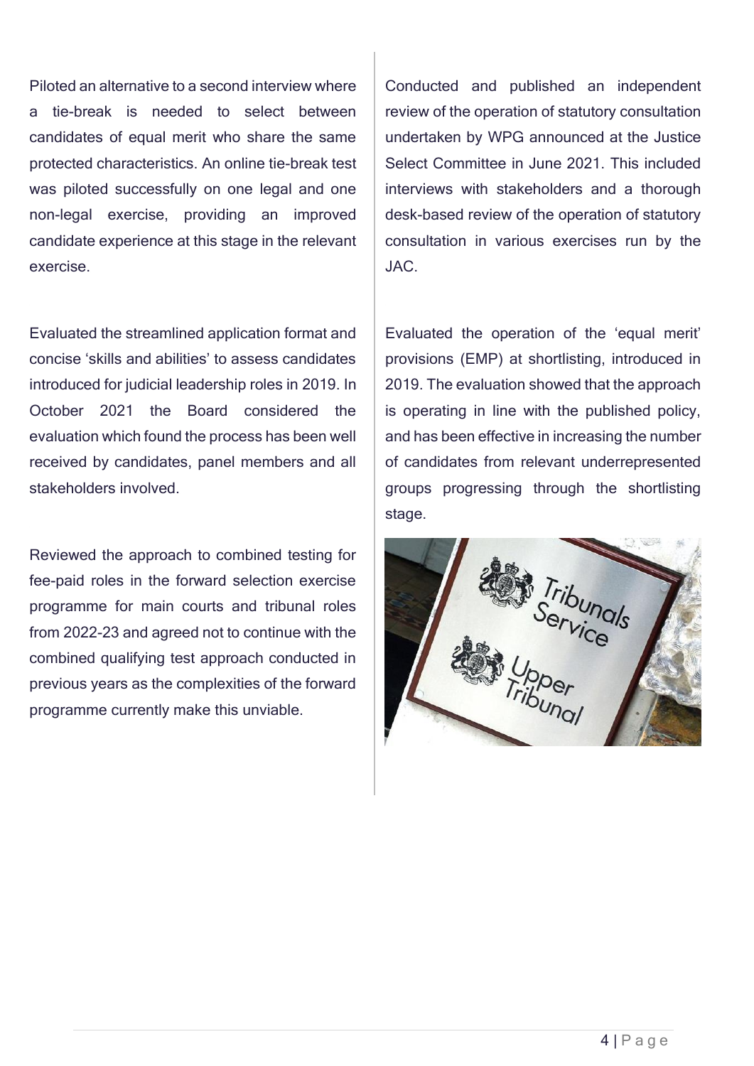Piloted an alternative to a second interview where a tie-break is needed to select between candidates of equal merit who share the same protected characteristics. An online tie-break test was piloted successfully on one legal and one non-legal exercise, providing an improved candidate experience at this stage in the relevant exercise.

Evaluated the streamlined application format and concise 'skills and abilities' to assess candidates introduced for judicial leadership roles in 2019. In October 2021 the Board considered the evaluation which found the process has been well received by candidates, panel members and all stakeholders involved.

Reviewed the approach to combined testing for fee-paid roles in the forward selection exercise programme for main courts and tribunal roles from 2022-23 and agreed not to continue with the combined qualifying test approach conducted in previous years as the complexities of the forward programme currently make this unviable.

Conducted and published an independent review of the operation of statutory consultation undertaken by WPG announced at the Justice Select Committee in June 2021. This included interviews with stakeholders and a thorough desk-based review of the operation of statutory consultation in various exercises run by the JAC.

Evaluated the operation of the 'equal merit' provisions (EMP) at shortlisting, introduced in 2019. The evaluation showed that the approach is operating in line with the published policy, and has been effective in increasing the number of candidates from relevant underrepresented groups progressing through the shortlisting stage.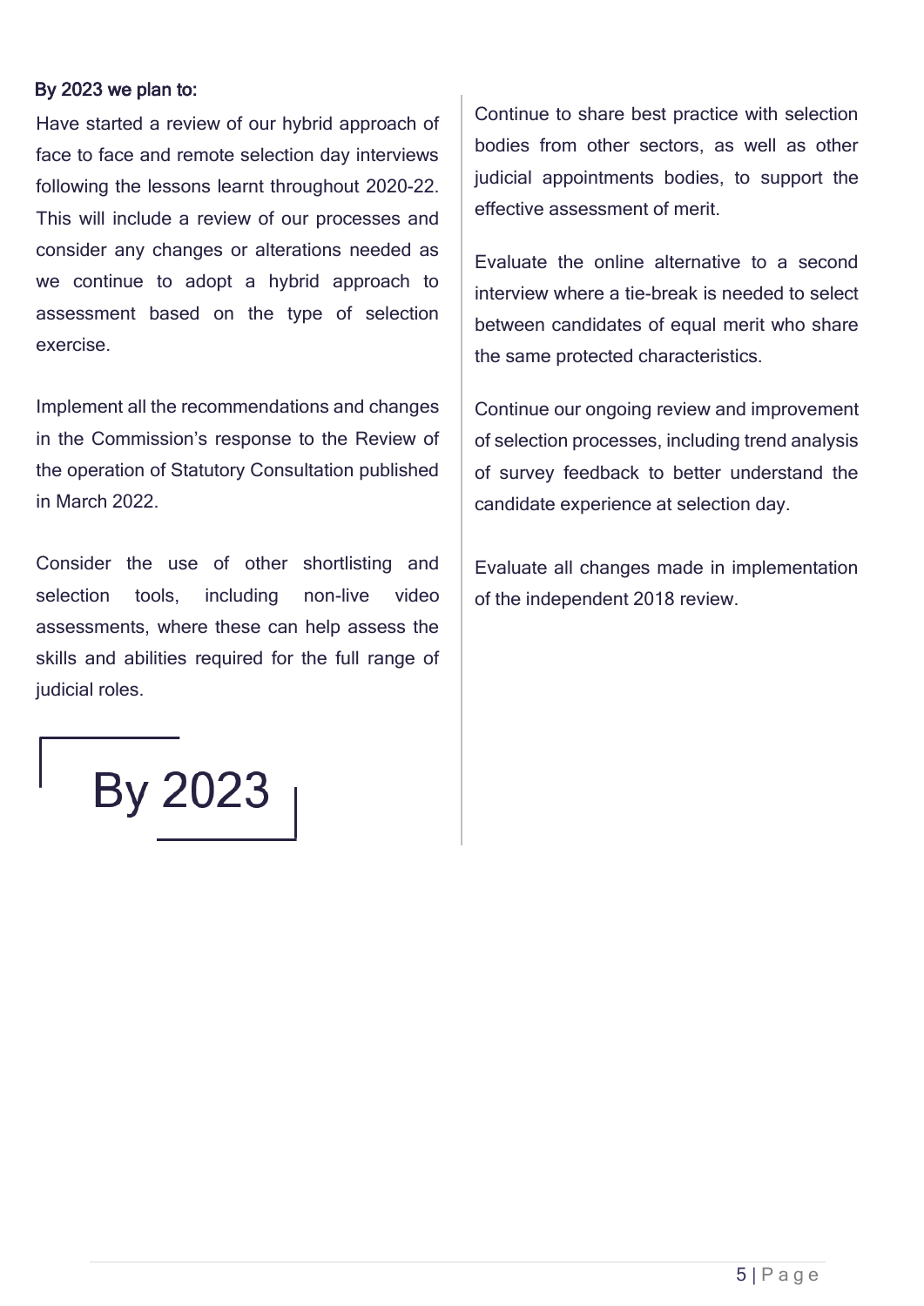### By 2023 we plan to:

Have started a review of our hybrid approach of face to face and remote selection day interviews following the lessons learnt throughout 2020-22. This will include a review of our processes and consider any changes or alterations needed as we continue to adopt a hybrid approach to assessment based on the type of selection exercise.

Implement all the recommendations and changes in the Commission's response to the Review of the operation of Statutory Consultation published in March 2022.

Consider the use of other shortlisting and selection tools, including non-live video assessments, where these can help assess the skills and abilities required for the full range of judicial roles.

## By 2023

Continue to share best practice with selection bodies from other sectors, as well as other judicial appointments bodies, to support the effective assessment of merit.

Evaluate the online alternative to a second interview where a tie-break is needed to select between candidates of equal merit who share the same protected characteristics.

Continue our ongoing review and improvement of selection processes, including trend analysis of survey feedback to better understand the candidate experience at selection day.

Evaluate all changes made in implementation of the independent 2018 review.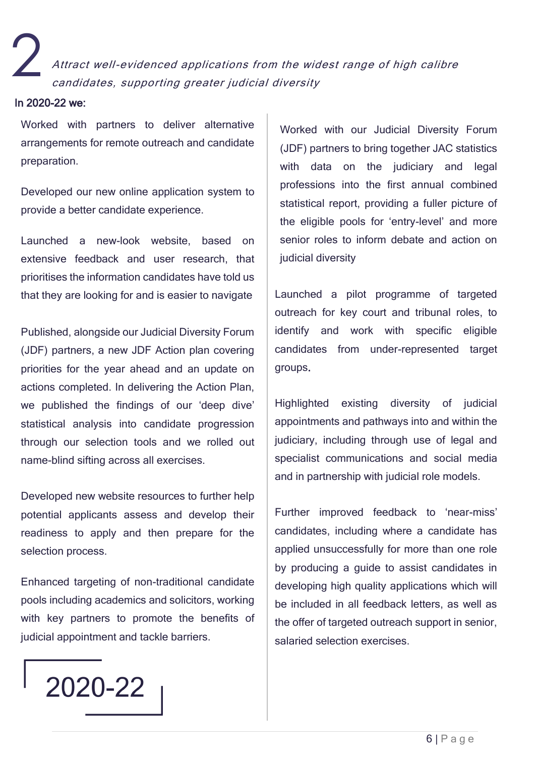# 2

*Attract well-evidenced applications from the widest range of high calibre candidates, supporting greater judicial diversity*

**In 2020-22 we:**

Worked with partners to deliver alternative arrangements for remote outreach and candidate preparation.

Developed our new online application system to provide a better candidate experience.

Launched a new-look website, based on extensive feedback and user research, that prioritises the information candidates have told us that they are looking for and is easier to navigate

Published, alongside our Judicial Diversity Forum (JDF) partners, a new JDF Action plan covering priorities for the year ahead and an update on actions completed. In delivering the Action Plan, we published the findings of our 'deep dive' statistical analysis into candidate progression through our selection tools and we rolled out name-blind sifting across all exercises.

Developed new website resources to further help potential applicants assess and develop their readiness to apply and then prepare for the selection process.

Enhanced targeting of non-traditional candidate pools including academics and solicitors, working with key partners to promote the benefits of judicial appointment and tackle barriers.

2020-22

Worked with our Judicial Diversity Forum (JDF) partners to bring together JAC statistics with data on the judiciary and legal professions into the first annual combined statistical report, providing a fuller picture of the eligible pools for 'entry-level' and more senior roles to inform debate and action on judicial diversity

Launched a pilot programme of targeted outreach for key court and tribunal roles, to identify and work with specific eligible candidates from under-represented target groups.

Highlighted existing diversity of judicial appointments and pathways into and within the judiciary, including through use of legal and specialist communications and social media and in partnership with judicial role models.

Further improved feedback to 'near-miss' candidates, including where a candidate has applied unsuccessfully for more than one role by producing a guide to assist candidates in developing high quality applications which will be included in all feedback letters, as well as the offer of targeted outreach support in senior, salaried selection exercises.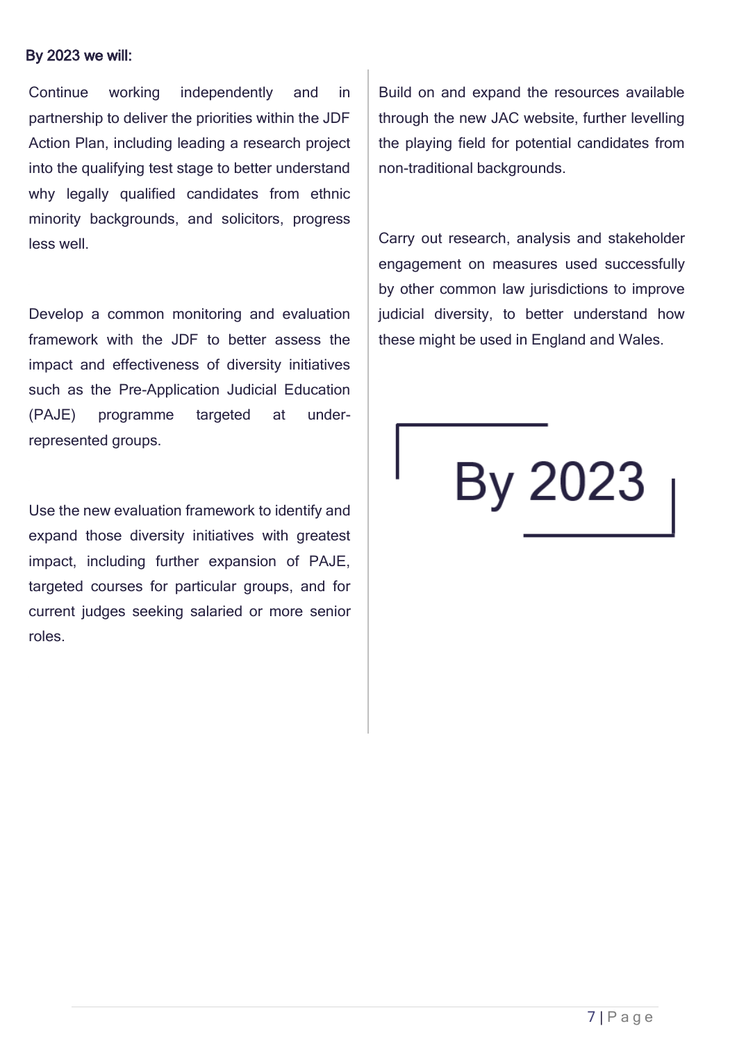**By 2023 we will:**

Continue working independently and in partnership to deliver the priorities within the JDF Action Plan, including leading a research project into the qualifying test stage to better understand why legally qualified candidates from ethnic minority backgrounds, and solicitors, progress less well.

Develop a common monitoring and evaluation framework with the JDF to better assess the impact and effectiveness of diversity initiatives such as the Pre-Application Judicial Education (PAJE) programme targeted at under-represented groups.

Use the new evaluation framework to identify and expand those diversity initiatives with greatest impact, including further expansion of PAJE, targeted courses for particular groups, and for current judges seeking salaried or more senior roles.

Build on and expand the resources available through the new JAC website, further levelling the playing field for potential candidates from non-traditional backgrounds.

Carry out research, analysis and stakeholder engagement on measures used successfully by other common law jurisdictions to improve judicial diversity, to better understand how these might be used in England and Wales.

By 2023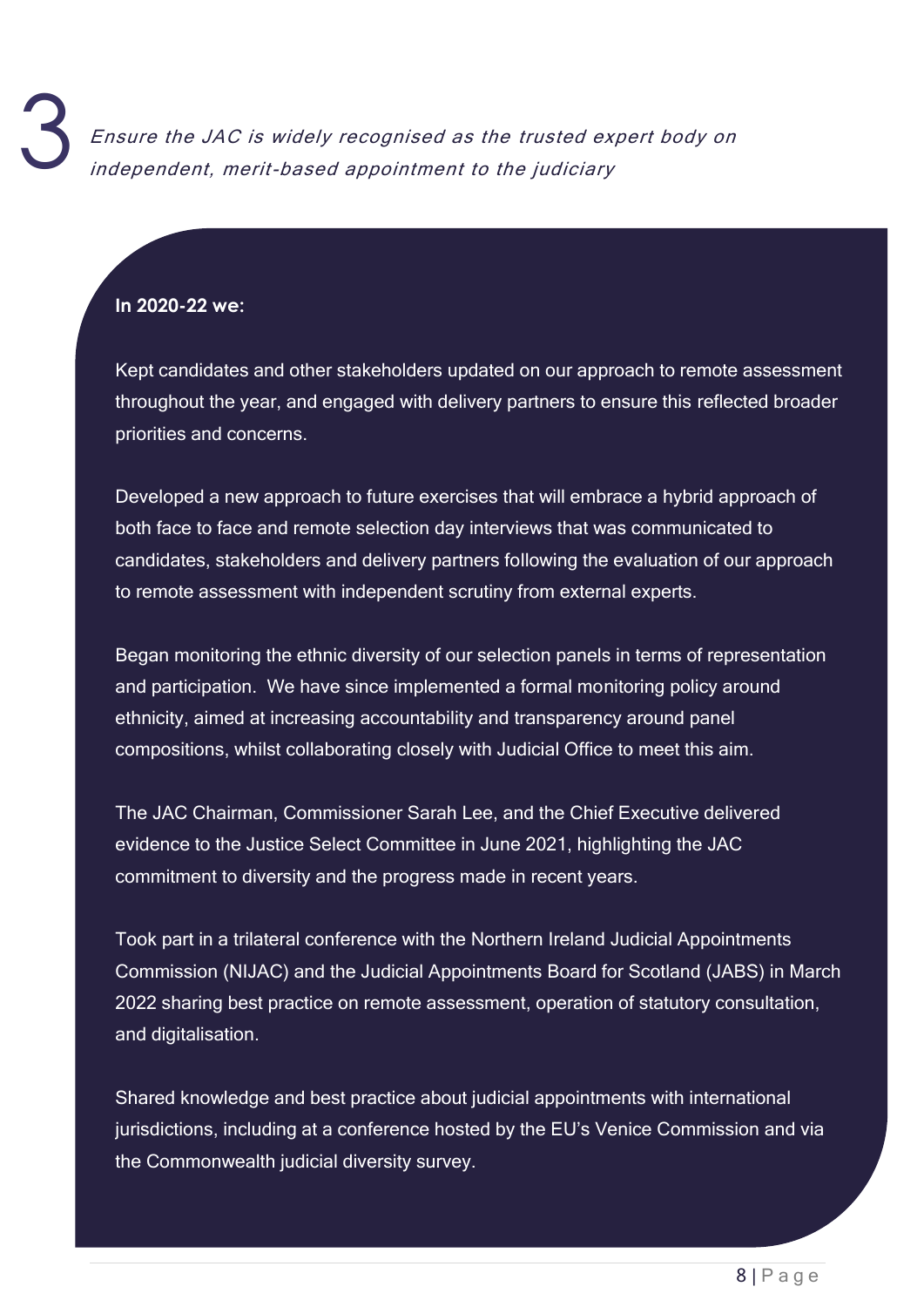## 3

*Ensure the JAC is widely recognised as the trusted expert body on independent, merit-based appointment to the judiciary*

**In 2020-22 we:**

Kept candidates and other stakeholders updated on our approach to remote assessment throughout the year, and engaged with delivery partners to ensure this reflected broader priorities and concerns.

Developed a new approach to future exercises that will embrace a hybrid approach of both face to face and remote selection day interviews that was communicated to candidates, stakeholders and delivery partners following the evaluation of our approach to remote assessment with independent scrutiny from external experts.

Began monitoring the ethnic diversity of our selection panels in terms of representation and participation. We have since implemented a formal monitoring policy around ethnicity, aimed at increasing accountability and transparency around panel compositions, whilst collaborating closely with Judicial Office to meet this aim.

The JAC Chairman, Commissioner Sarah Lee, and the Chief Executive delivered evidence to the Justice Select Committee in June 2021, highlighting the JAC commitment to diversity and the progress made in recent years.

Took part in a trilateral conference with the Northern Ireland Judicial Appointments Commission (NIJAC) and the Judicial Appointments Board for Scotland (JABS) in March 2022 sharing best practice on remote assessment, operation of statutory consultation, and digitalisation.

Shared knowledge and best practice about judicial appointments with international jurisdictions, including at a conference hosted by the EU's Venice Commission and via the Commonwealth judicial diversity survey.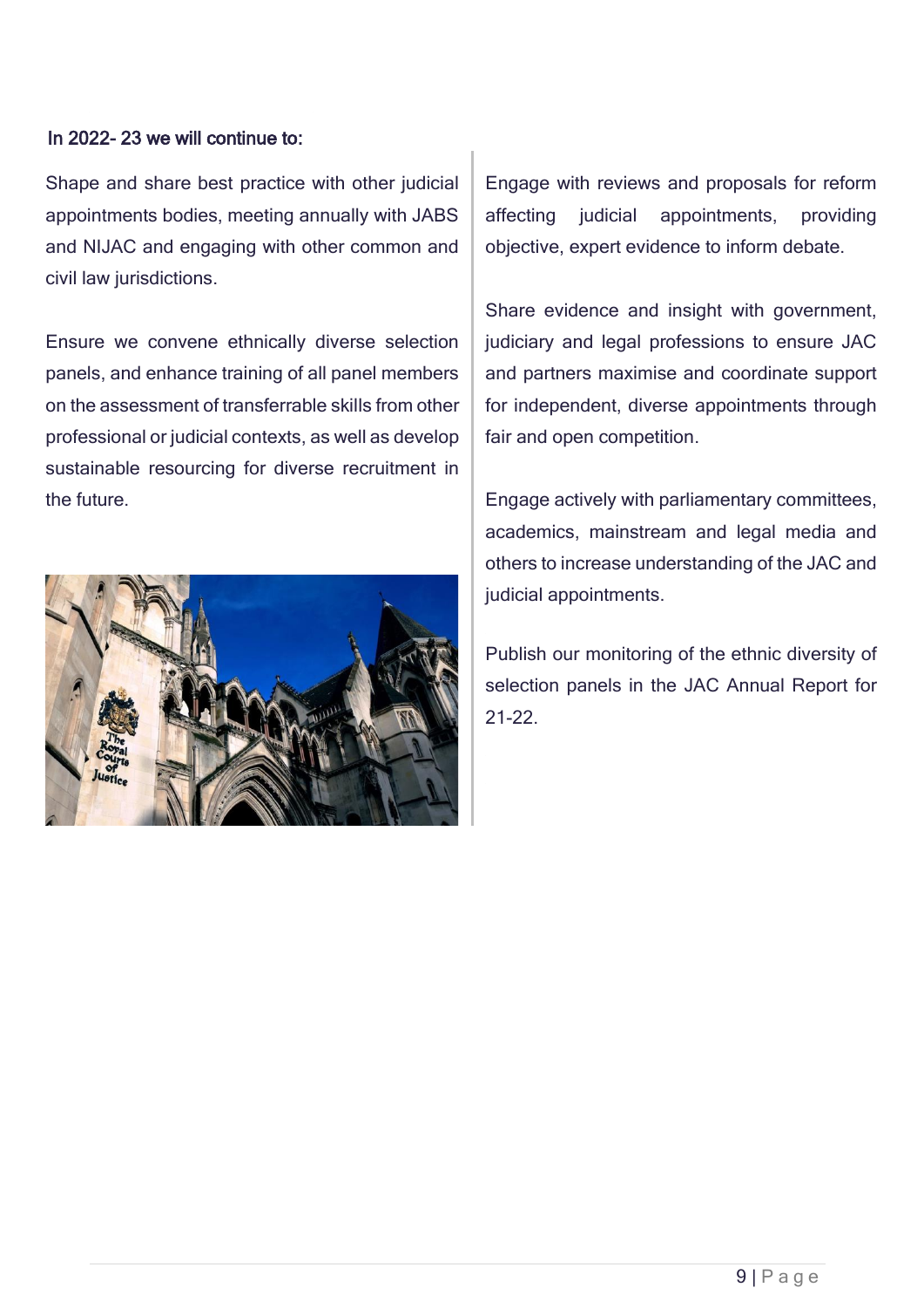**In 2022- 23 we will continue to:**

Shape and share best practice with other judicial appointments bodies, meeting annually with JABS and NIJAC and engaging with other common and civil law jurisdictions.

Ensure we convene ethnically diverse selection panels, and enhance training of all panel members on the assessment of transferrable skills from other professional or judicial contexts, as well as develop sustainable resourcing for diverse recruitment in the future.

Engage with reviews and proposals for reform affecting judicial appointments, providing objective, expert evidence to inform debate.

Share evidence and insight with government, judiciary and legal professions to ensure JAC and partners maximise and coordinate support for independent, diverse appointments through fair and open competition.

Engage actively with parliamentary committees, academics, mainstream and legal media and others to increase understanding of the JAC and judicial appointments.

Publish our monitoring of the ethnic diversity of selection panels in the JAC Annual Report for 21-22.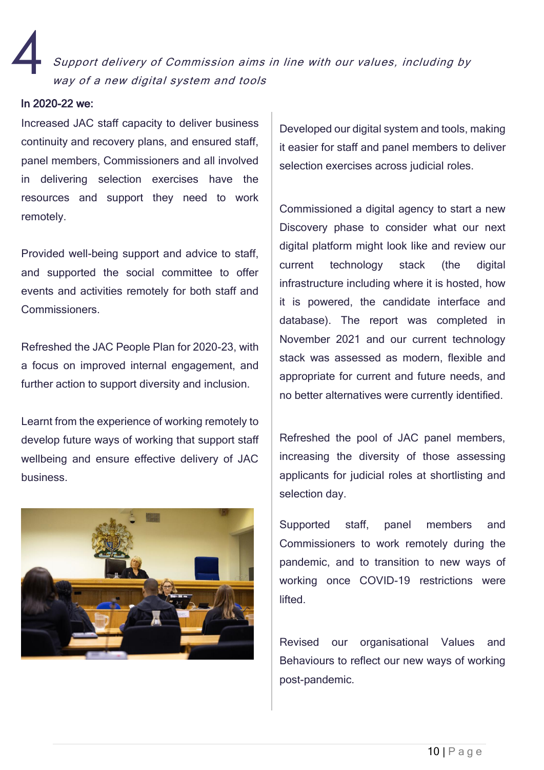# 4 *Support delivery of Commission aims in line with our values, including by way of a new digital system and tools*

**In 2020-22 we:**

Increased JAC staff capacity to deliver business continuity and recovery plans, and ensured staff, panel members, Commissioners and all involved in delivering selection exercises have the resources and support they need to work remotely.

Provided well-being support and advice to staff, and supported the social committee to offer events and activities remotely for both staff and Commissioners.

Refreshed the JAC People Plan for 2020-23, with a focus on improved internal engagement, and further action to support diversity and inclusion.

Learnt from the experience of working remotely to develop future ways of working that support staff wellbeing and ensure effective delivery of JAC business.

Developed our digital system and tools, making it easier for staff and panel members to deliver selection exercises across judicial roles.

Commissioned a digital agency to start a new Discovery phase to consider what our next digital platform might look like and review our current technology stack (the digital infrastructure including where it is hosted, how it is powered, the candidate interface and database). The report was completed in November 2021 and our current technology stack was assessed as modern, flexible and appropriate for current and future needs, and no better alternatives were currently identified.

Refreshed the pool of JAC panel members, increasing the diversity of those assessing applicants for judicial roles at shortlisting and selection day.

Supported staff, panel members and Commissioners to work remotely during the pandemic, and to transition to new ways of working once COVID-19 restrictions were lifted.

Revised our organisational Values and Behaviours to reflect our new ways of working post-pandemic.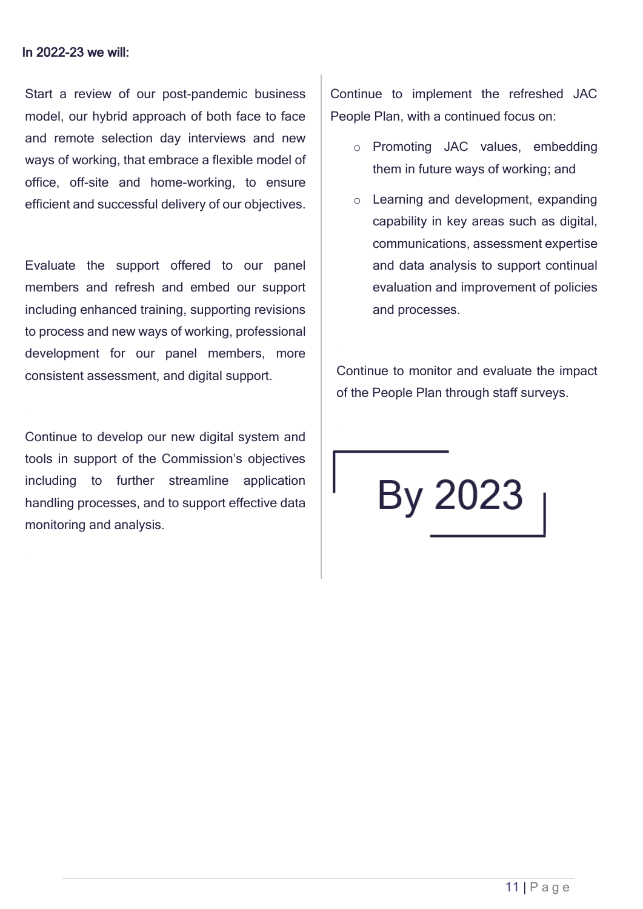**In 2022-23 we will:**

Start a review of our post-pandemic business model, our hybrid approach of both face to face and remote selection day interviews and new ways of working, that embrace a flexible model of office, off-site and home-working, to ensure efficient and successful delivery of our objectives.

Evaluate the support offered to our panel members and refresh and embed our support including enhanced training, supporting revisions to process and new ways of working, professional development for our panel members, more consistent assessment, and digital support.

Continue to develop our new digital system and tools in support of the Commission's objectives including to further streamline application handling processes, and to support effective data monitoring and analysis.

Continue to implement the refreshed JAC People Plan, with a continued focus on:

- Promoting JAC values, embedding them in future ways of working; and
- Learning and development, expanding capability in key areas such as digital, communications, assessment expertise and data analysis to support continual evaluation and improvement of policies and processes.

Continue to monitor and evaluate the impact of the People Plan through staff surveys.

## By 2023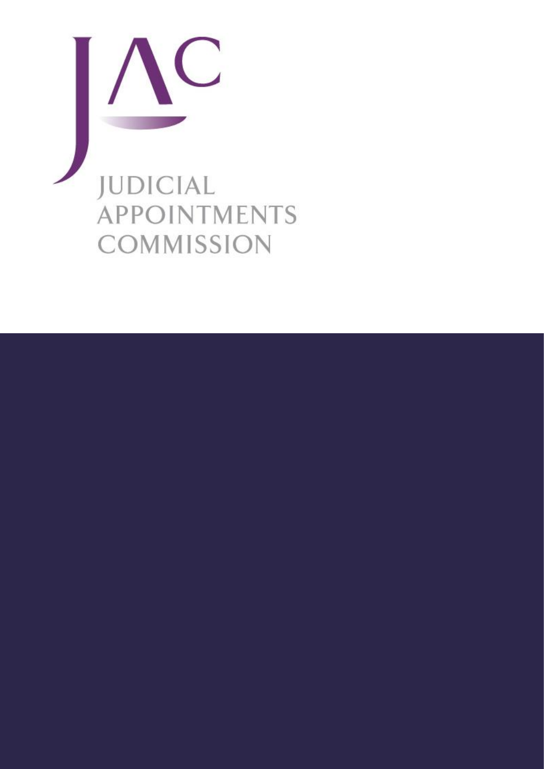JUDICIAL
APPOINTMENTS
COMMISSION